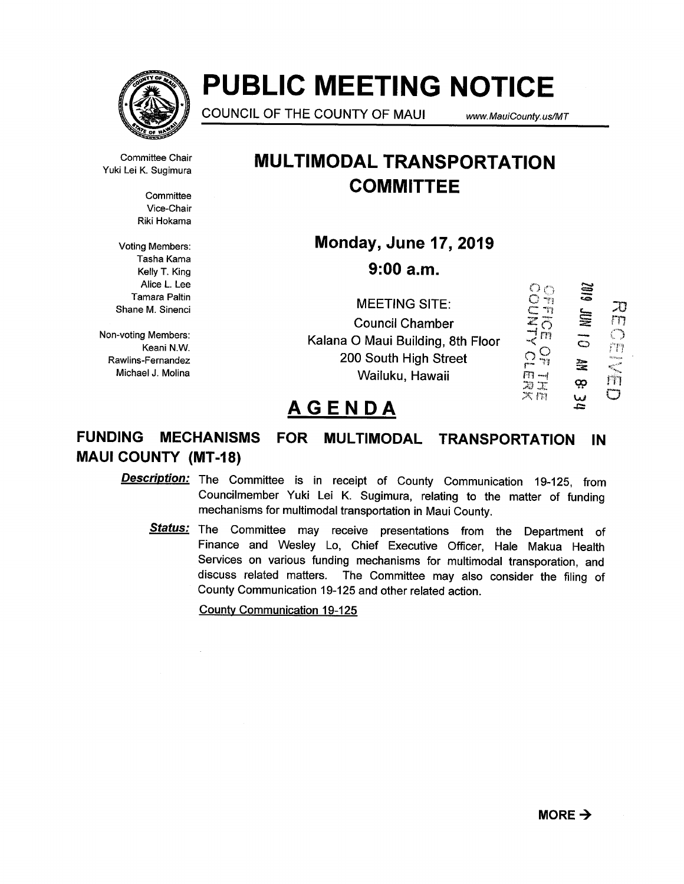# PUBLIC MEETING NOTICE

COUNCIL OF THE COUNTY OF MAUI www.MauiCounty.us/MT

Committee Chair
Yuki Lei K. Sugimura

Committee
Vice-Chair
Riki Hokama

Voting Members:
Tasha Kama
Kelly T. King
Alice L. Lee
Tamara Paltin
Shane M. Sinenci

Non-voting Members:
Keani N.W.
Rawlins-Fernandez
Michael J. Molina

## MULTIMODAL TRANSPORTATION COMMITTEE

**Monday, June 17, 2019**

**9:00 a.m.**

MEETING SITE:
Council Chamber
Kalana O Maui Building, 8th Floor
200 South High Street
Wailuku, Hawaii

OFFICE OF THE COUNTY CLERK
2019 JUN 10 AM 8: 34
RECEIVED

## AGENDA

### FUNDING MECHANISMS FOR MULTIMODAL TRANSPORTATION IN MAUI COUNTY (MT-18)

***Description:*** The Committee is in receipt of County Communication 19-125, from Councilmember Yuki Lei K. Sugimura, relating to the matter of funding mechanisms for multimodal transportation in Maui County.

***Status:*** The Committee may receive presentations from the Department of Finance and Wesley Lo, Chief Executive Officer, Hale Makua Health Services on various funding mechanisms for multimodal transporation, and discuss related matters. The Committee may also consider the filing of County Communication 19-125 and other related action.

County Communication 19-125

**MORE →**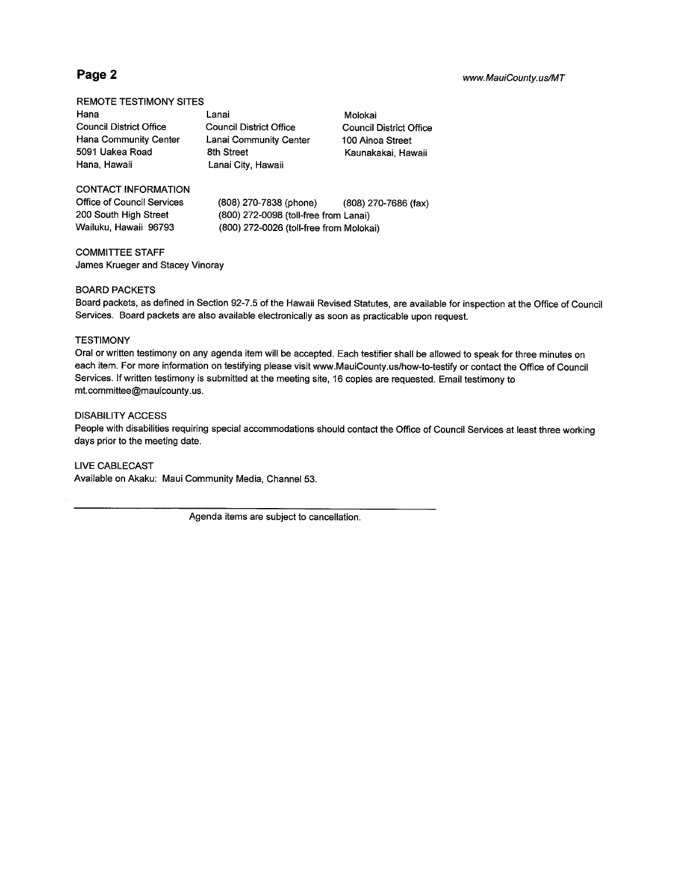## REMOTE TESTIMONY SITES

| Hana | Lanai | Molokai |
|---|---|---|
| Council District Office | Council District Office | Council District Office |
| Hana Community Center | Lanai Community Center | 100 Ainoa Street |
| 5091 Uakea Road | 8th Street | Kaunakakai, Hawaii |
| Hana, Hawaii | Lanai City, Hawaii | |

## CONTACT INFORMATION

Office of Council Services
200 South High Street
Wailuku, Hawaii 96793

(808) 270-7838 (phone)    (808) 270-7686 (fax)
(800) 272-0098 (toll-free from Lanai)
(800) 272-0026 (toll-free from Molokai)

## COMMITTEE STAFF

James Krueger and Stacey Vinoray

## BOARD PACKETS

Board packets, as defined in Section 92-7.5 of the Hawaii Revised Statutes, are available for inspection at the Office of Council Services. Board packets are also available electronically as soon as practicable upon request.

## TESTIMONY

Oral or written testimony on any agenda item will be accepted. Each testifier shall be allowed to speak for three minutes on each item. For more information on testifying please visit www.MauiCounty.us/how-to-testify or contact the Office of Council Services. If written testimony is submitted at the meeting site, 16 copies are requested. Email testimony to mt.committee@mauicounty.us.

## DISABILITY ACCESS

People with disabilities requiring special accommodations should contact the Office of Council Services at least three working days prior to the meeting date.

## LIVE CABLECAST

Available on Akaku: Maui Community Media, Channel 53.

---

Agenda items are subject to cancellation.